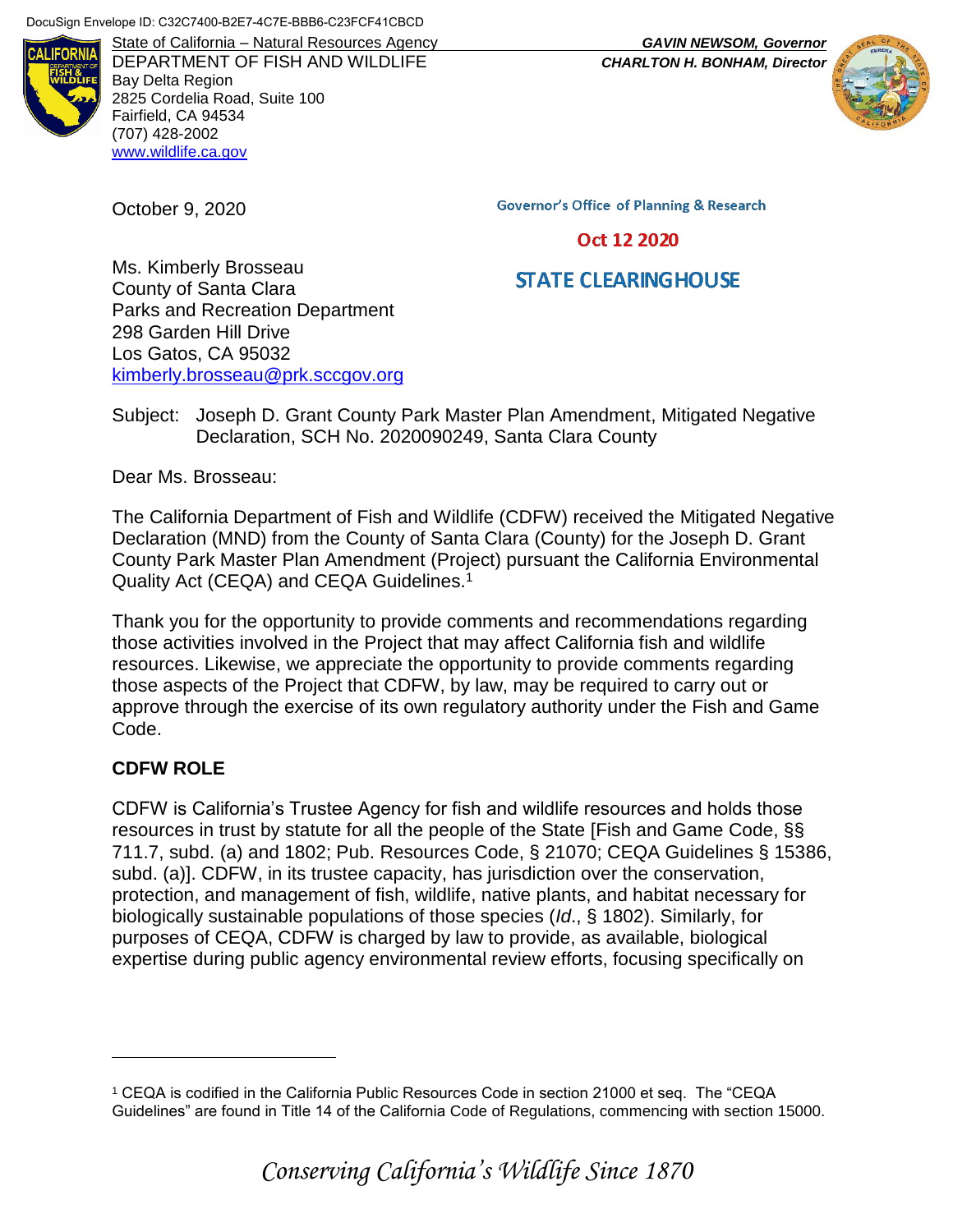DocuSign Envelope ID: C32C7400-B2E7-4C7E-BBB6-C23FCF41CBCD

State of California – Natural Resources Agency
DEPARTMENT OF FISH AND WILDLIFE
Bay Delta Region
2825 Cordelia Road, Suite 100
Fairfield, CA 94534
(707) 428-2002
www.wildlife.ca.gov

***GAVIN NEWSOM, Governor***
***CHARLTON H. BONHAM, Director***

October 9, 2020

Governor's Office of Planning & Research

Oct 12 2020

STATE CLEARINGHOUSE

Ms. Kimberly Brosseau
County of Santa Clara
Parks and Recreation Department
298 Garden Hill Drive
Los Gatos, CA 95032
kimberly.brosseau@prk.sccgov.org

Subject: Joseph D. Grant County Park Master Plan Amendment, Mitigated Negative Declaration, SCH No. 2020090249, Santa Clara County

Dear Ms. Brosseau:

The California Department of Fish and Wildlife (CDFW) received the Mitigated Negative Declaration (MND) from the County of Santa Clara (County) for the Joseph D. Grant County Park Master Plan Amendment (Project) pursuant the California Environmental Quality Act (CEQA) and CEQA Guidelines.[1]

Thank you for the opportunity to provide comments and recommendations regarding those activities involved in the Project that may affect California fish and wildlife resources. Likewise, we appreciate the opportunity to provide comments regarding those aspects of the Project that CDFW, by law, may be required to carry out or approve through the exercise of its own regulatory authority under the Fish and Game Code.

**CDFW ROLE**

CDFW is California's Trustee Agency for fish and wildlife resources and holds those resources in trust by statute for all the people of the State [Fish and Game Code, §§ 711.7, subd. (a) and 1802; Pub. Resources Code, § 21070; CEQA Guidelines § 15386, subd. (a)]. CDFW, in its trustee capacity, has jurisdiction over the conservation, protection, and management of fish, wildlife, native plants, and habitat necessary for biologically sustainable populations of those species (*Id*., § 1802). Similarly, for purposes of CEQA, CDFW is charged by law to provide, as available, biological expertise during public agency environmental review efforts, focusing specifically on

---

[1] CEQA is codified in the California Public Resources Code in section 21000 et seq. The "CEQA Guidelines" are found in Title 14 of the California Code of Regulations, commencing with section 15000.

*Conserving California's Wildlife Since 1870*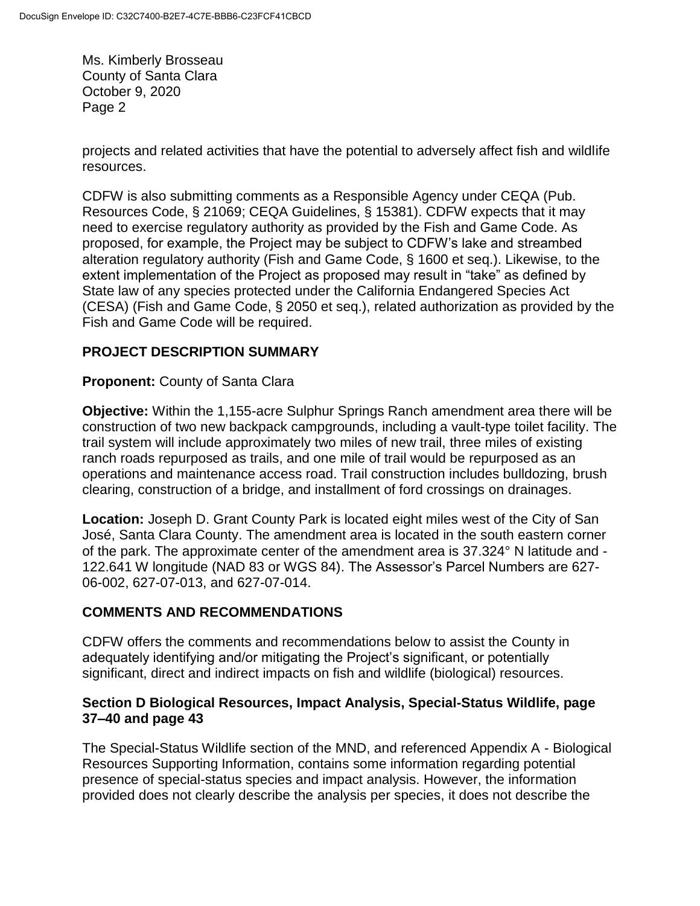projects and related activities that have the potential to adversely affect fish and wildlife resources.

CDFW is also submitting comments as a Responsible Agency under CEQA (Pub. Resources Code, § 21069; CEQA Guidelines, § 15381). CDFW expects that it may need to exercise regulatory authority as provided by the Fish and Game Code. As proposed, for example, the Project may be subject to CDFW's lake and streambed alteration regulatory authority (Fish and Game Code, § 1600 et seq.). Likewise, to the extent implementation of the Project as proposed may result in "take" as defined by State law of any species protected under the California Endangered Species Act (CESA) (Fish and Game Code, § 2050 et seq.), related authorization as provided by the Fish and Game Code will be required.

## PROJECT DESCRIPTION SUMMARY

**Proponent:** County of Santa Clara

**Objective:** Within the 1,155-acre Sulphur Springs Ranch amendment area there will be construction of two new backpack campgrounds, including a vault-type toilet facility. The trail system will include approximately two miles of new trail, three miles of existing ranch roads repurposed as trails, and one mile of trail would be repurposed as an operations and maintenance access road. Trail construction includes bulldozing, brush clearing, construction of a bridge, and installment of ford crossings on drainages.

**Location:** Joseph D. Grant County Park is located eight miles west of the City of San José, Santa Clara County. The amendment area is located in the south eastern corner of the park. The approximate center of the amendment area is 37.324° N latitude and -122.641 W longitude (NAD 83 or WGS 84). The Assessor's Parcel Numbers are 627-06-002, 627-07-013, and 627-07-014.

## COMMENTS AND RECOMMENDATIONS

CDFW offers the comments and recommendations below to assist the County in adequately identifying and/or mitigating the Project's significant, or potentially significant, direct and indirect impacts on fish and wildlife (biological) resources.

### Section D Biological Resources, Impact Analysis, Special-Status Wildlife, page 37–40 and page 43

The Special-Status Wildlife section of the MND, and referenced Appendix A - Biological Resources Supporting Information, contains some information regarding potential presence of special-status species and impact analysis. However, the information provided does not clearly describe the analysis per species, it does not describe the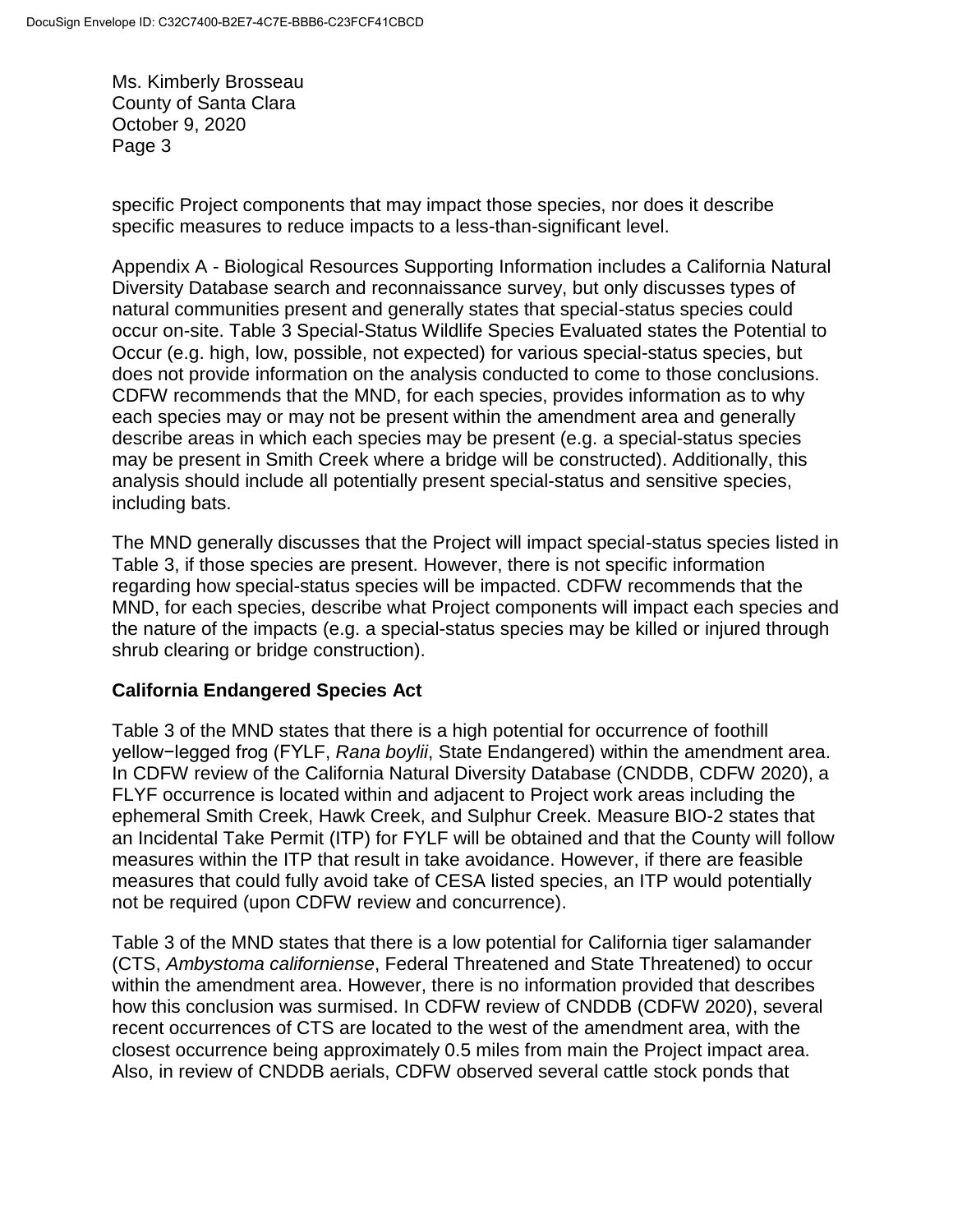specific Project components that may impact those species, nor does it describe specific measures to reduce impacts to a less-than-significant level.

Appendix A - Biological Resources Supporting Information includes a California Natural Diversity Database search and reconnaissance survey, but only discusses types of natural communities present and generally states that special-status species could occur on-site. Table 3 Special-Status Wildlife Species Evaluated states the Potential to Occur (e.g. high, low, possible, not expected) for various special-status species, but does not provide information on the analysis conducted to come to those conclusions. CDFW recommends that the MND, for each species, provides information as to why each species may or may not be present within the amendment area and generally describe areas in which each species may be present (e.g. a special-status species may be present in Smith Creek where a bridge will be constructed). Additionally, this analysis should include all potentially present special-status and sensitive species, including bats.

The MND generally discusses that the Project will impact special-status species listed in Table 3, if those species are present. However, there is not specific information regarding how special-status species will be impacted. CDFW recommends that the MND, for each species, describe what Project components will impact each species and the nature of the impacts (e.g. a special-status species may be killed or injured through shrub clearing or bridge construction).

**California Endangered Species Act**

Table 3 of the MND states that there is a high potential for occurrence of foothill yellow−legged frog (FYLF, *Rana boylii*, State Endangered) within the amendment area. In CDFW review of the California Natural Diversity Database (CNDDB, CDFW 2020), a FLYF occurrence is located within and adjacent to Project work areas including the ephemeral Smith Creek, Hawk Creek, and Sulphur Creek. Measure BIO-2 states that an Incidental Take Permit (ITP) for FYLF will be obtained and that the County will follow measures within the ITP that result in take avoidance. However, if there are feasible measures that could fully avoid take of CESA listed species, an ITP would potentially not be required (upon CDFW review and concurrence).

Table 3 of the MND states that there is a low potential for California tiger salamander (CTS, *Ambystoma californiense*, Federal Threatened and State Threatened) to occur within the amendment area. However, there is no information provided that describes how this conclusion was surmised. In CDFW review of CNDDB (CDFW 2020), several recent occurrences of CTS are located to the west of the amendment area, with the closest occurrence being approximately 0.5 miles from main the Project impact area. Also, in review of CNDDB aerials, CDFW observed several cattle stock ponds that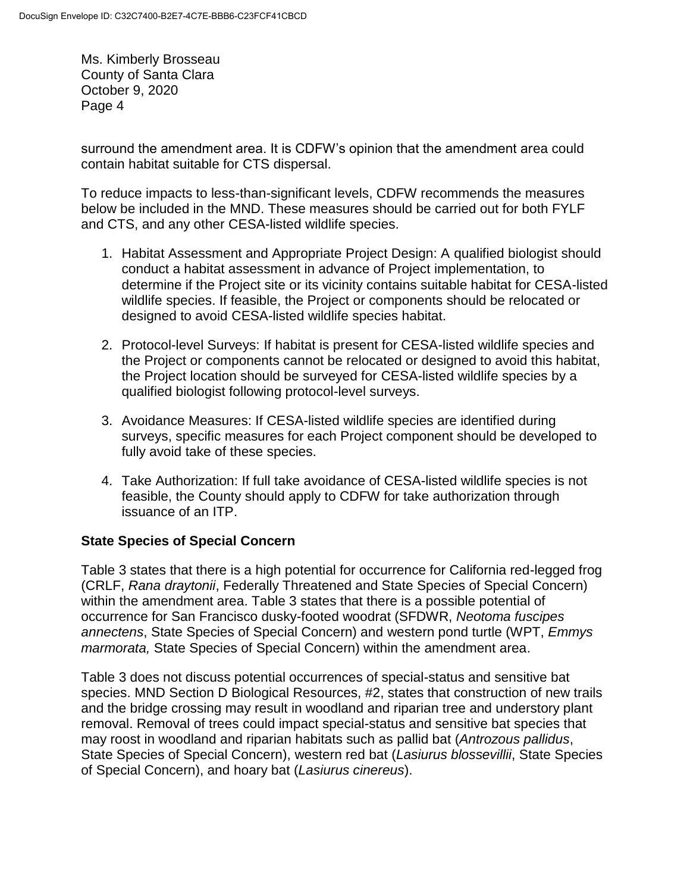surround the amendment area. It is CDFW's opinion that the amendment area could contain habitat suitable for CTS dispersal.

To reduce impacts to less-than-significant levels, CDFW recommends the measures below be included in the MND. These measures should be carried out for both FYLF and CTS, and any other CESA-listed wildlife species.

1. Habitat Assessment and Appropriate Project Design: A qualified biologist should conduct a habitat assessment in advance of Project implementation, to determine if the Project site or its vicinity contains suitable habitat for CESA-listed wildlife species. If feasible, the Project or components should be relocated or designed to avoid CESA-listed wildlife species habitat.

2. Protocol-level Surveys: If habitat is present for CESA-listed wildlife species and the Project or components cannot be relocated or designed to avoid this habitat, the Project location should be surveyed for CESA-listed wildlife species by a qualified biologist following protocol-level surveys.

3. Avoidance Measures: If CESA-listed wildlife species are identified during surveys, specific measures for each Project component should be developed to fully avoid take of these species.

4. Take Authorization: If full take avoidance of CESA-listed wildlife species is not feasible, the County should apply to CDFW for take authorization through issuance of an ITP.

**State Species of Special Concern**

Table 3 states that there is a high potential for occurrence for California red-legged frog (CRLF, *Rana draytonii*, Federally Threatened and State Species of Special Concern) within the amendment area. Table 3 states that there is a possible potential of occurrence for San Francisco dusky-footed woodrat (SFDWR, *Neotoma fuscipes annectens*, State Species of Special Concern) and western pond turtle (WPT, *Emmys marmorata,* State Species of Special Concern) within the amendment area.

Table 3 does not discuss potential occurrences of special-status and sensitive bat species. MND Section D Biological Resources, #2, states that construction of new trails and the bridge crossing may result in woodland and riparian tree and understory plant removal. Removal of trees could impact special-status and sensitive bat species that may roost in woodland and riparian habitats such as pallid bat (*Antrozous pallidus*, State Species of Special Concern), western red bat (*Lasiurus blossevillii*, State Species of Special Concern), and hoary bat (*Lasiurus cinereus*).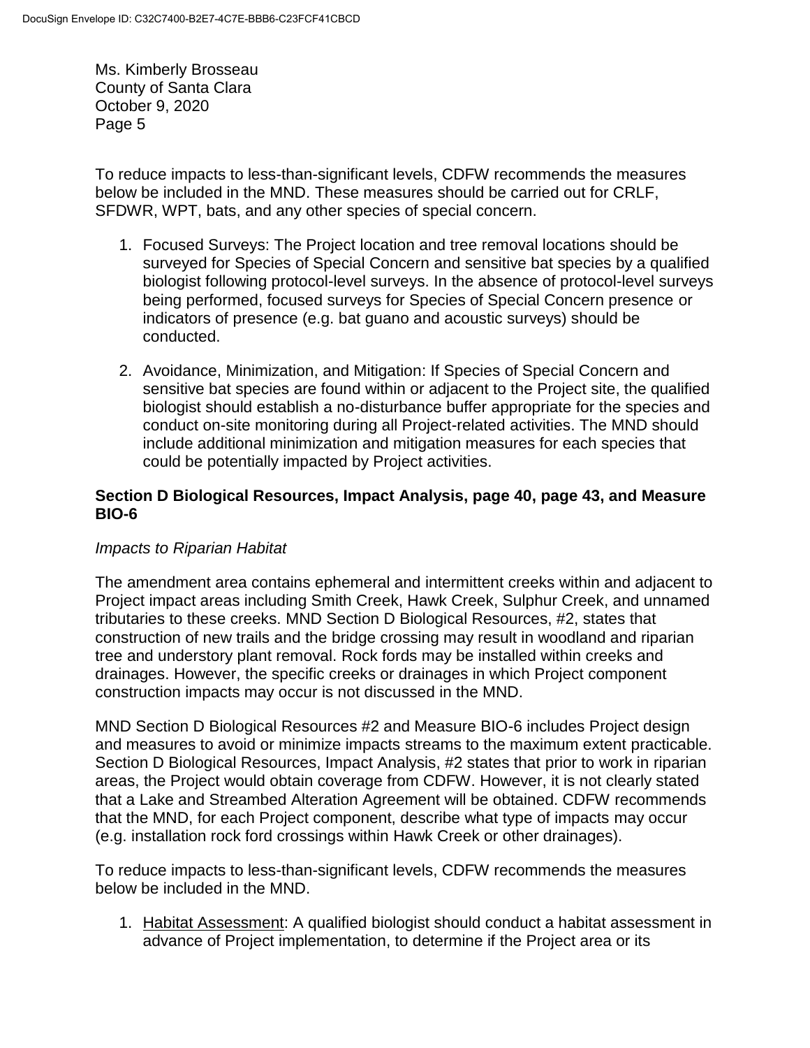Ms. Kimberly Brosseau
County of Santa Clara
October 9, 2020
Page 5

To reduce impacts to less-than-significant levels, CDFW recommends the measures below be included in the MND. These measures should be carried out for CRLF, SFDWR, WPT, bats, and any other species of special concern.

1. Focused Surveys: The Project location and tree removal locations should be surveyed for Species of Special Concern and sensitive bat species by a qualified biologist following protocol-level surveys. In the absence of protocol-level surveys being performed, focused surveys for Species of Special Concern presence or indicators of presence (e.g. bat guano and acoustic surveys) should be conducted.
2. Avoidance, Minimization, and Mitigation: If Species of Special Concern and sensitive bat species are found within or adjacent to the Project site, the qualified biologist should establish a no-disturbance buffer appropriate for the species and conduct on-site monitoring during all Project-related activities. The MND should include additional minimization and mitigation measures for each species that could be potentially impacted by Project activities.

**Section D Biological Resources, Impact Analysis, page 40, page 43, and Measure BIO-6**

*Impacts to Riparian Habitat*

The amendment area contains ephemeral and intermittent creeks within and adjacent to Project impact areas including Smith Creek, Hawk Creek, Sulphur Creek, and unnamed tributaries to these creeks. MND Section D Biological Resources, #2, states that construction of new trails and the bridge crossing may result in woodland and riparian tree and understory plant removal. Rock fords may be installed within creeks and drainages. However, the specific creeks or drainages in which Project component construction impacts may occur is not discussed in the MND.

MND Section D Biological Resources #2 and Measure BIO-6 includes Project design and measures to avoid or minimize impacts streams to the maximum extent practicable. Section D Biological Resources, Impact Analysis, #2 states that prior to work in riparian areas, the Project would obtain coverage from CDFW. However, it is not clearly stated that a Lake and Streambed Alteration Agreement will be obtained. CDFW recommends that the MND, for each Project component, describe what type of impacts may occur (e.g. installation rock ford crossings within Hawk Creek or other drainages).

To reduce impacts to less-than-significant levels, CDFW recommends the measures below be included in the MND.

1. Habitat Assessment: A qualified biologist should conduct a habitat assessment in advance of Project implementation, to determine if the Project area or its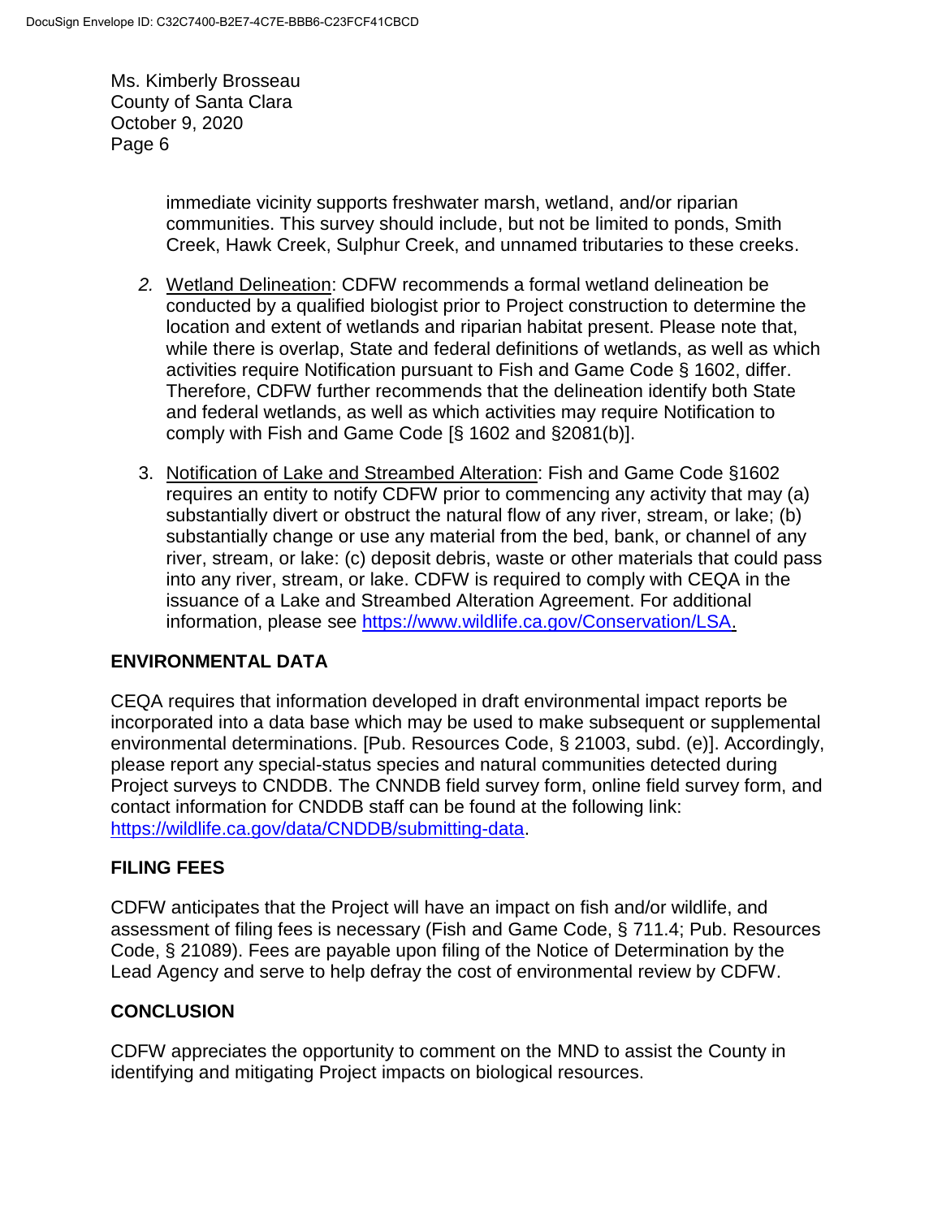immediate vicinity supports freshwater marsh, wetland, and/or riparian communities. This survey should include, but not be limited to ponds, Smith Creek, Hawk Creek, Sulphur Creek, and unnamed tributaries to these creeks.

2. Wetland Delineation: CDFW recommends a formal wetland delineation be conducted by a qualified biologist prior to Project construction to determine the location and extent of wetlands and riparian habitat present. Please note that, while there is overlap, State and federal definitions of wetlands, as well as which activities require Notification pursuant to Fish and Game Code § 1602, differ. Therefore, CDFW further recommends that the delineation identify both State and federal wetlands, as well as which activities may require Notification to comply with Fish and Game Code [§ 1602 and §2081(b)].

3. Notification of Lake and Streambed Alteration: Fish and Game Code §1602 requires an entity to notify CDFW prior to commencing any activity that may (a) substantially divert or obstruct the natural flow of any river, stream, or lake; (b) substantially change or use any material from the bed, bank, or channel of any river, stream, or lake: (c) deposit debris, waste or other materials that could pass into any river, stream, or lake. CDFW is required to comply with CEQA in the issuance of a Lake and Streambed Alteration Agreement. For additional information, please see https://www.wildlife.ca.gov/Conservation/LSA.

## ENVIRONMENTAL DATA

CEQA requires that information developed in draft environmental impact reports be incorporated into a data base which may be used to make subsequent or supplemental environmental determinations. [Pub. Resources Code, § 21003, subd. (e)]. Accordingly, please report any special-status species and natural communities detected during Project surveys to CNDDB. The CNNDB field survey form, online field survey form, and contact information for CNDDB staff can be found at the following link: https://wildlife.ca.gov/data/CNDDB/submitting-data.

## FILING FEES

CDFW anticipates that the Project will have an impact on fish and/or wildlife, and assessment of filing fees is necessary (Fish and Game Code, § 711.4; Pub. Resources Code, § 21089). Fees are payable upon filing of the Notice of Determination by the Lead Agency and serve to help defray the cost of environmental review by CDFW.

## CONCLUSION

CDFW appreciates the opportunity to comment on the MND to assist the County in identifying and mitigating Project impacts on biological resources.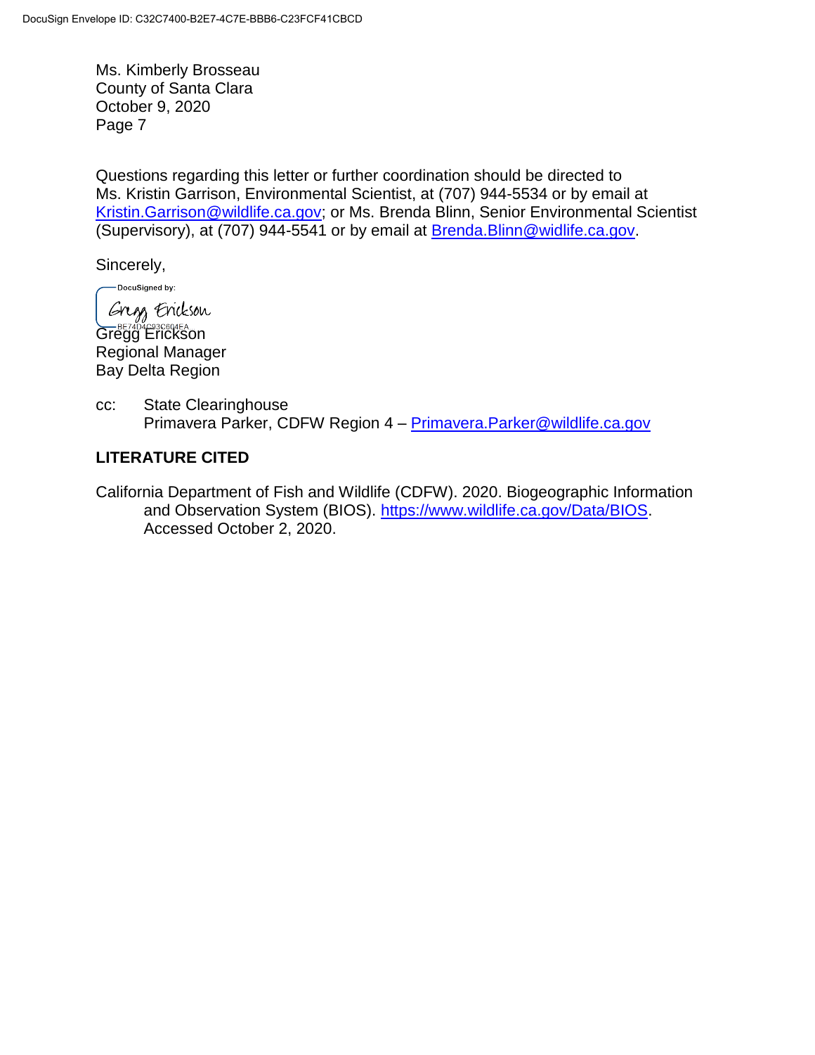Ms. Kimberly Brosseau
County of Santa Clara
October 9, 2020
Page 7

Questions regarding this letter or further coordination should be directed to Ms. Kristin Garrison, Environmental Scientist, at (707) 944-5534 or by email at Kristin.Garrison@wildlife.ca.gov; or Ms. Brenda Blinn, Senior Environmental Scientist (Supervisory), at (707) 944-5541 or by email at Brenda.Blinn@widlife.ca.gov.

Sincerely,

DocuSigned by:
Gregg Erickson
BE74D4C93C604EA

Gregg Erickson
Regional Manager
Bay Delta Region

cc: State Clearinghouse
Primavera Parker, CDFW Region 4 – Primavera.Parker@wildlife.ca.gov

## LITERATURE CITED

California Department of Fish and Wildlife (CDFW). 2020. Biogeographic Information and Observation System (BIOS). https://www.wildlife.ca.gov/Data/BIOS. Accessed October 2, 2020.